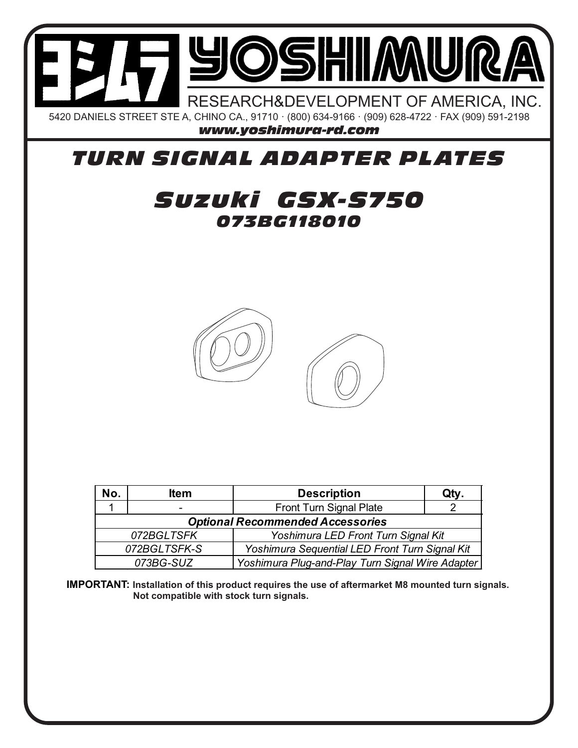# YOSHIMURA

RESEARCH&DEVELOPMENT OF AMERICA, INC.

5420 DANIELS STREET STE A, CHINO CA., 91710 · (800) 634-9166 · (909) 628-4722 · FAX (909) 591-2198

*www.yoshimura-rd.com*

## *TURN SIGNAL ADAPTER PLATES*

## *Suzuki GSX-S750*

### *073BG118010*

| No. | Item | Description | Qty. |
|---|---|---|---|
| 1 | - | Front Turn Signal Plate | 2 |
| ***Optional Recommended Accessories*** | | | |
| *072BGLTSFK* | | *Yoshimura LED Front Turn Signal Kit* | |
| *072BGLTSFK-S* | | *Yoshimura Sequential LED Front Turn Signal Kit* | |
| *073BG-SUZ* | | *Yoshimura Plug-and-Play Turn Signal Wire Adapter* | |

**IMPORTANT: Installation of this product requires the use of aftermarket M8 mounted turn signals. Not compatible with stock turn signals.**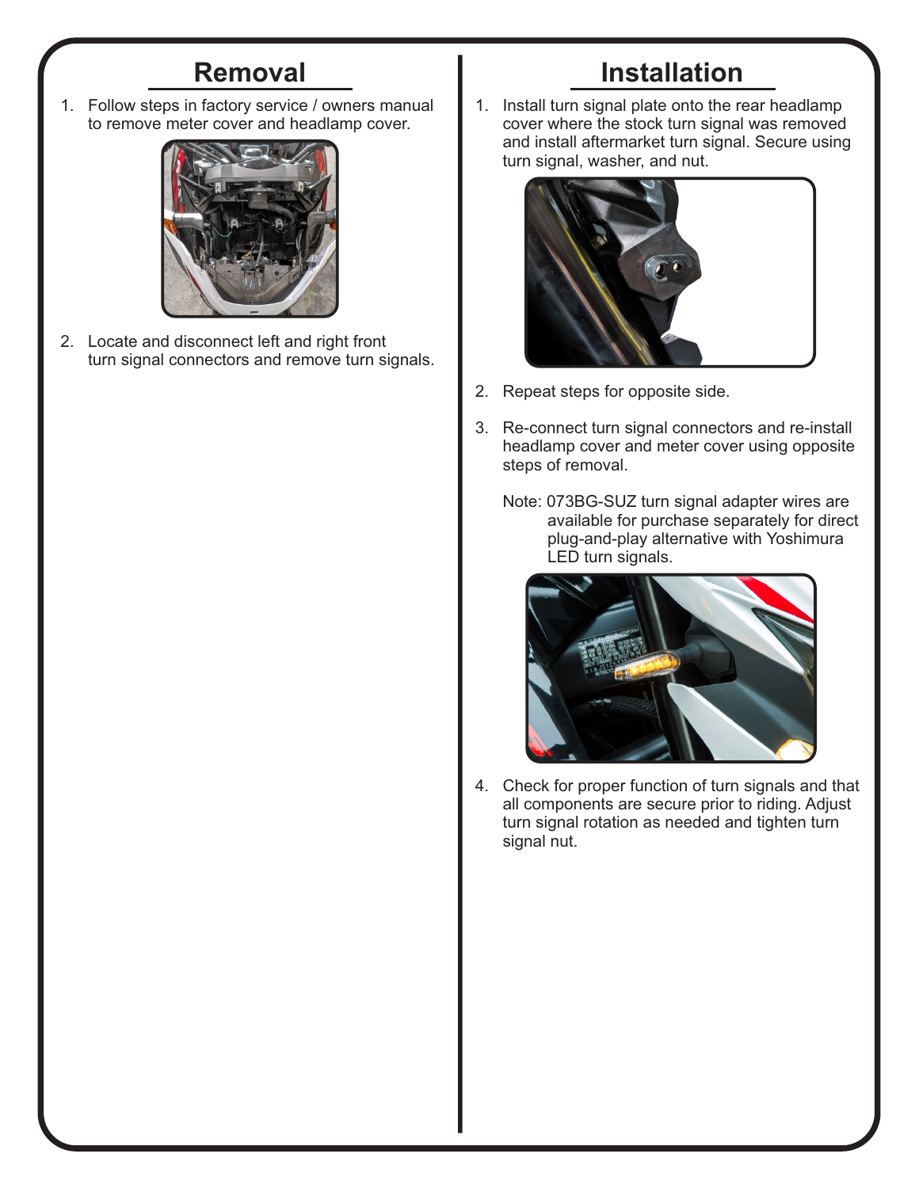## Removal

1. Follow steps in factory service / owners manual to remove meter cover and headlamp cover.
2. Locate and disconnect left and right front turn signal connectors and remove turn signals.

## Installation

1. Install turn signal plate onto the rear headlamp cover where the stock turn signal was removed and install aftermarket turn signal. Secure using turn signal, washer, and nut.
2. Repeat steps for opposite side.
3. Re-connect turn signal connectors and re-install headlamp cover and meter cover using opposite steps of removal.

   Note: 073BG-SUZ turn signal adapter wires are available for purchase separately for direct plug-and-play alternative with Yoshimura LED turn signals.

4. Check for proper function of turn signals and that all components are secure prior to riding. Adjust turn signal rotation as needed and tighten turn signal nut.